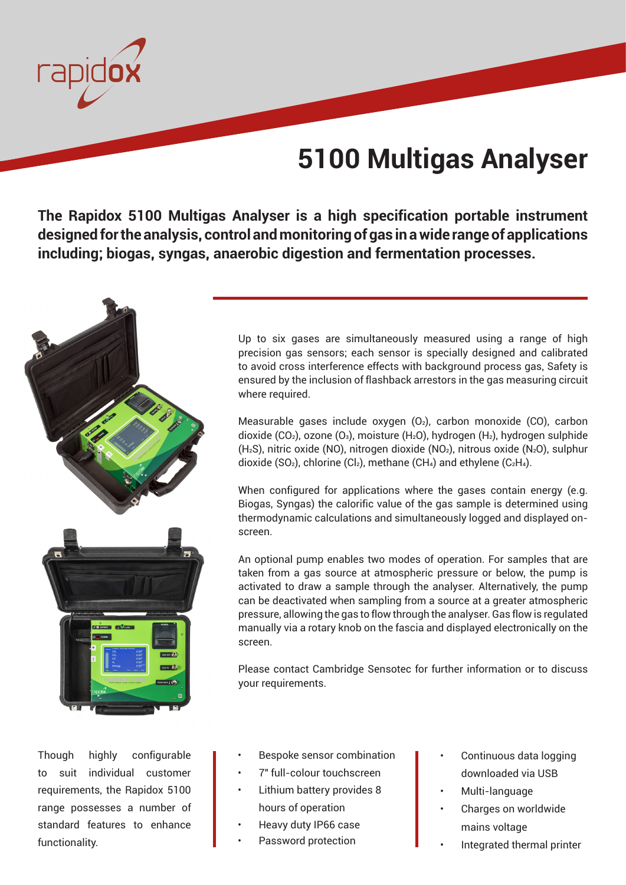rapidox

# 5100 Multigas Analyser

**The Rapidox 5100 Multigas Analyser is a high specification portable instrument designed for the analysis, control and monitoring of gas in a wide range of applications including; biogas, syngas, anaerobic digestion and fermentation processes.**

Up to six gases are simultaneously measured using a range of high precision gas sensors; each sensor is specially designed and calibrated to avoid cross interference effects with background process gas, Safety is ensured by the inclusion of flashback arrestors in the gas measuring circuit where required.

Measurable gases include oxygen ($O_2$), carbon monoxide (CO), carbon dioxide ($CO_2$), ozone ($O_3$), moisture ($H_2O$), hydrogen ($H_2$), hydrogen sulphide ($H_2S$), nitric oxide (NO), nitrogen dioxide ($NO_2$), nitrous oxide ($N_2O$), sulphur dioxide ($SO_2$), chlorine ($Cl_2$), methane ($CH_4$) and ethylene ($C_2H_4$).

When configured for applications where the gases contain energy (e.g. Biogas, Syngas) the calorific value of the gas sample is determined using thermodynamic calculations and simultaneously logged and displayed on-screen.

An optional pump enables two modes of operation. For samples that are taken from a gas source at atmospheric pressure or below, the pump is activated to draw a sample through the analyser. Alternatively, the pump can be deactivated when sampling from a source at a greater atmospheric pressure, allowing the gas to flow through the analyser. Gas flow is regulated manually via a rotary knob on the fascia and displayed electronically on the screen.

Please contact Cambridge Sensotec for further information or to discuss your requirements.

Though highly configurable to suit individual customer requirements, the Rapidox 5100 range possesses a number of standard features to enhance functionality.

- Bespoke sensor combination
- 7" full-colour touchscreen
- Lithium battery provides 8 hours of operation
- Heavy duty IP66 case
- Password protection

- Continuous data logging downloaded via USB
- Multi-language
- Charges on worldwide mains voltage
- Integrated thermal printer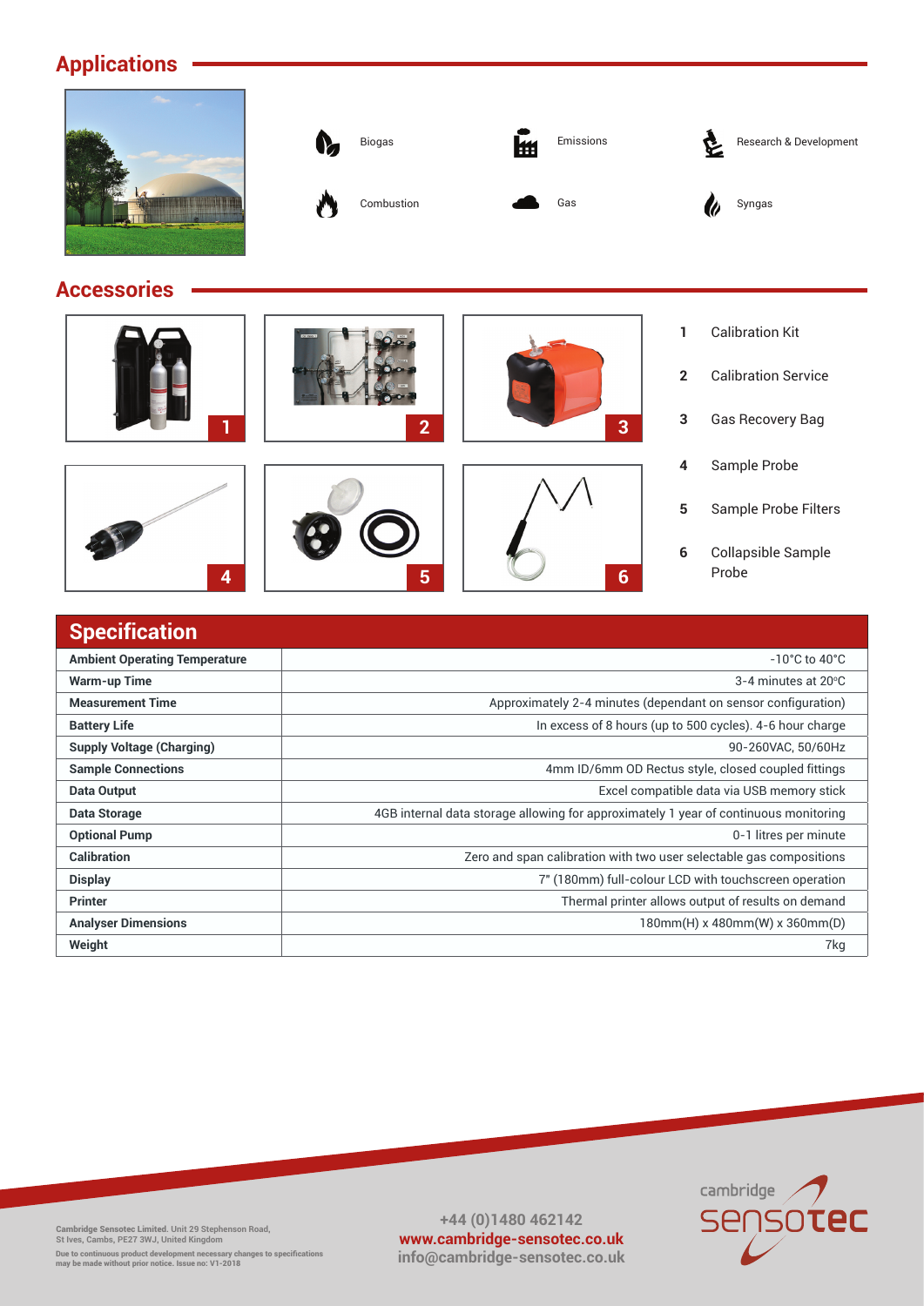## Applications

- Biogas
- Emissions
- Research & Development
- Combustion
- Gas
- Syngas

## Accessories

1. Calibration Kit
2. Calibration Service
3. Gas Recovery Bag
4. Sample Probe
5. Sample Probe Filters
6. Collapsible Sample Probe

## Specification

| | |
|---|---|
| **Ambient Operating Temperature** | -10°C to 40°C |
| **Warm-up Time** | 3-4 minutes at 20°C |
| **Measurement Time** | Approximately 2-4 minutes (dependant on sensor configuration) |
| **Battery Life** | In excess of 8 hours (up to 500 cycles). 4-6 hour charge |
| **Supply Voltage (Charging)** | 90-260VAC, 50/60Hz |
| **Sample Connections** | 4mm ID/6mm OD Rectus style, closed coupled fittings |
| **Data Output** | Excel compatible data via USB memory stick |
| **Data Storage** | 4GB internal data storage allowing for approximately 1 year of continuous monitoring |
| **Optional Pump** | 0-1 litres per minute |
| **Calibration** | Zero and span calibration with two user selectable gas compositions |
| **Display** | 7" (180mm) full-colour LCD with touchscreen operation |
| **Printer** | Thermal printer allows output of results on demand |
| **Analyser Dimensions** | 180mm(H) x 480mm(W) x 360mm(D) |
| **Weight** | 7kg |

**Cambridge Sensotec Limited.** Unit 29 Stephenson Road, St Ives, Cambs, PE27 3WJ, United Kingdom

Due to continuous product development necessary changes to specifications may be made without prior notice. Issue no: V1-2018

+44 (0)1480 462142
www.cambridge-sensotec.co.uk
info@cambridge-sensotec.co.uk

cambridge sensotec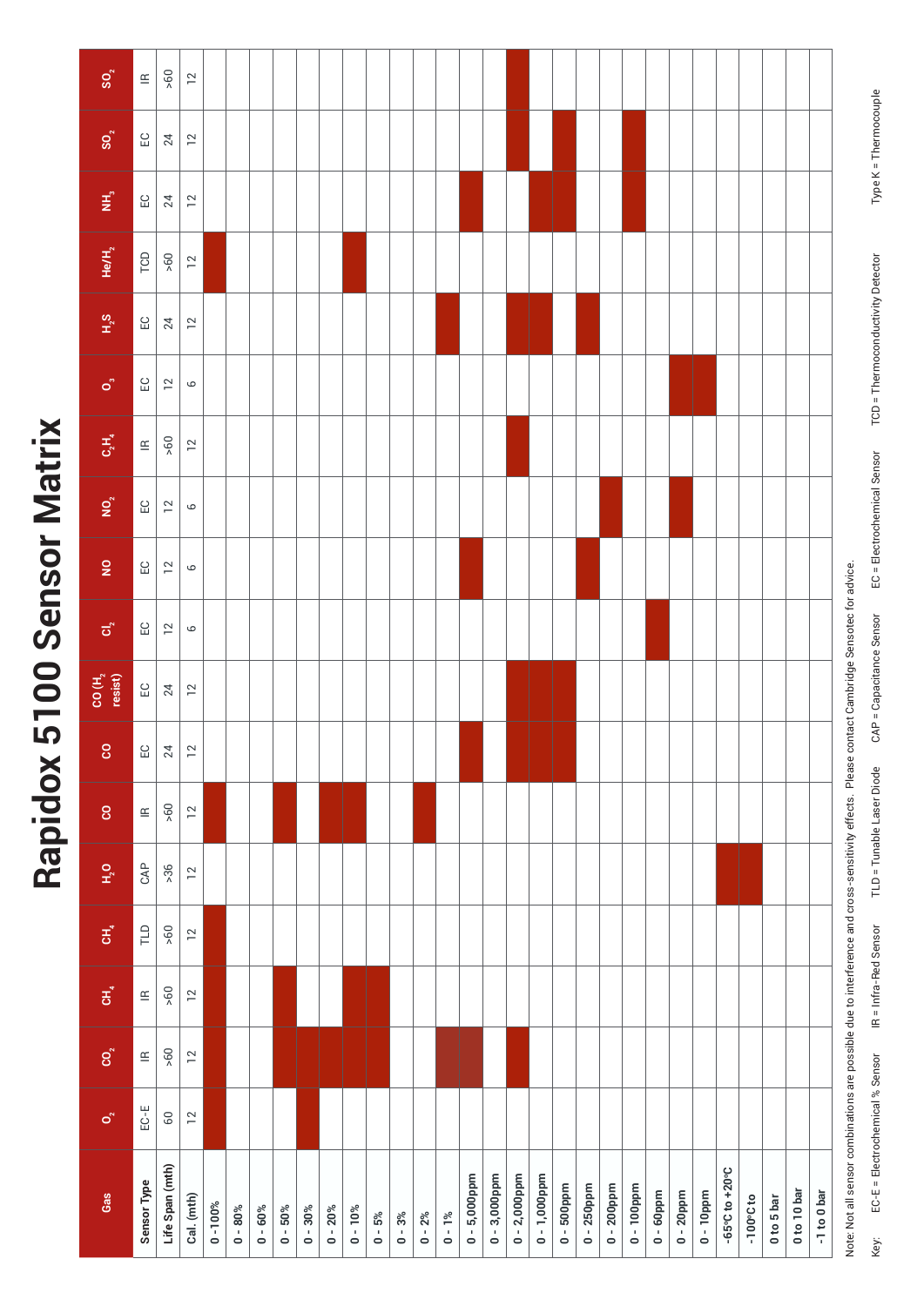# Rapidox 5100 Sensor Matrix

| Gas | $O_2$ | $CO_2$ | $CH_4$ | $CH_4$ | $H_2O$ | CO | CO | CO ($H_2$ resist) | $Cl_2$ | NO | $NO_2$ | $C_2H_4$ | $O_3$ | $H_2S$ | $He/H_2$ | $NH_3$ | $SO_2$ | $SO_2$ |
|---|---|---|---|---|---|---|---|---|---|---|---|---|---|---|---|---|---|---|
| **Sensor Type** | EC-E | IR | IR | TLD | CAP | IR | EC | EC | EC | EC | EC | IR | EC | EC | TCD | EC | EC | IR |
| **Life Span (mth)** | 60 | >60 | >60 | >60 | >36 | >60 | 24 | 24 | 12 | 12 | 12 | >60 | 12 | 24 | >60 | 24 | 24 | >60 |
| **Cal. (mth)** | 12 | 12 | 12 | 12 | 12 | 12 | 12 | 12 | 6 | 6 | 6 | 12 | 6 | 12 | 12 | 12 | 12 | 12 |
| **0 - 100%** | ■ | ■ | ■ | ■ | | ■ | | | | | | | | | ■ | | | |
| **0 - 80%** | | | | | | | | | | | | | | | | | | |
| **0 - 60%** | | | | | | | | | | | | | | | | | | |
| **0 - 50%** | | ■ | ■ | | | ■ | | | | | | | | | | | | |
| **0 - 30%** | ■ | ■ | | | | | | | | | | | | | | | | |
| **0 - 20%** | | ■ | | | | ■ | | | | | | | | | | | | |
| **0 - 10%** | | ■ | ■ | | | ■ | | | | | | | | | ■ | | | |
| **0 - 5%** | | ■ | ■ | | | | | | | | | | | | | | | |
| **0 - 3%** | | | | | | | | | | | | | | | | | | |
| **0 - 2%** | | | | | | ■ | | | | | | | | | | | | |
| **0 - 1%** | | ■ | | | | | | | | | | | | ■ | | | | |
| **0 - 5,000ppm** | | ■ | | | | | ■ | | | ■ | | | | | | ■ | | |
| **0 - 3,000ppm** | | | | | | | | | | | | | | | | | | |
| **0 - 2,000ppm** | | ■ | | | | | ■ | ■ | | | | ■ | | ■ | | | ■ | ■ |
| **0 - 1,000ppm** | | | | | | | ■ | ■ | | | | | | ■ | | ■ | | |
| **0 - 500ppm** | | | | | | | ■ | ■ | | | | | | | | ■ | ■ | |
| **0 - 250ppm** | | | | | | | | | | ■ | | | | ■ | | | | |
| **0 - 200ppm** | | | | | | | | | | | ■ | | | | | | | |
| **0 - 100ppm** | | | | | | | | | | | | | | | | ■ | ■ | |
| **0 - 60ppm** | | | | | | | | | ■ | | | | | | | | | |
| **0 - 20ppm** | | | | | | | | | | | ■ | | ■ | | | | | |
| **0 - 10ppm** | | | | | | | | | | | | | ■ | | | | | |
| **-65°C to +20°C** | | | | | ■ | | | | | | | | | | | | | |
| **-100°C to** | | | | | ■ | | | | | | | | | | | | | |
| **0 to 5 bar** | | | | | | | | | | | | | | | | | | |
| **0 to 10 bar** | | | | | | | | | | | | | | | | | | |
| **-1 to 0 bar** | | | | | | | | | | | | | | | | | | |

Note: Not all sensor combinations are possible due to interference and cross-sensitivity effects. Please contact Cambridge Sensotec for advice.

Key: EC-E = Electrochemical % Sensor IR = Infra-Red Sensor TLD = Tunable Laser Diode CAP = Capacitance Sensor EC = Electrochemical Sensor TCD = Thermoconductivity Detector Type K = Thermocouple